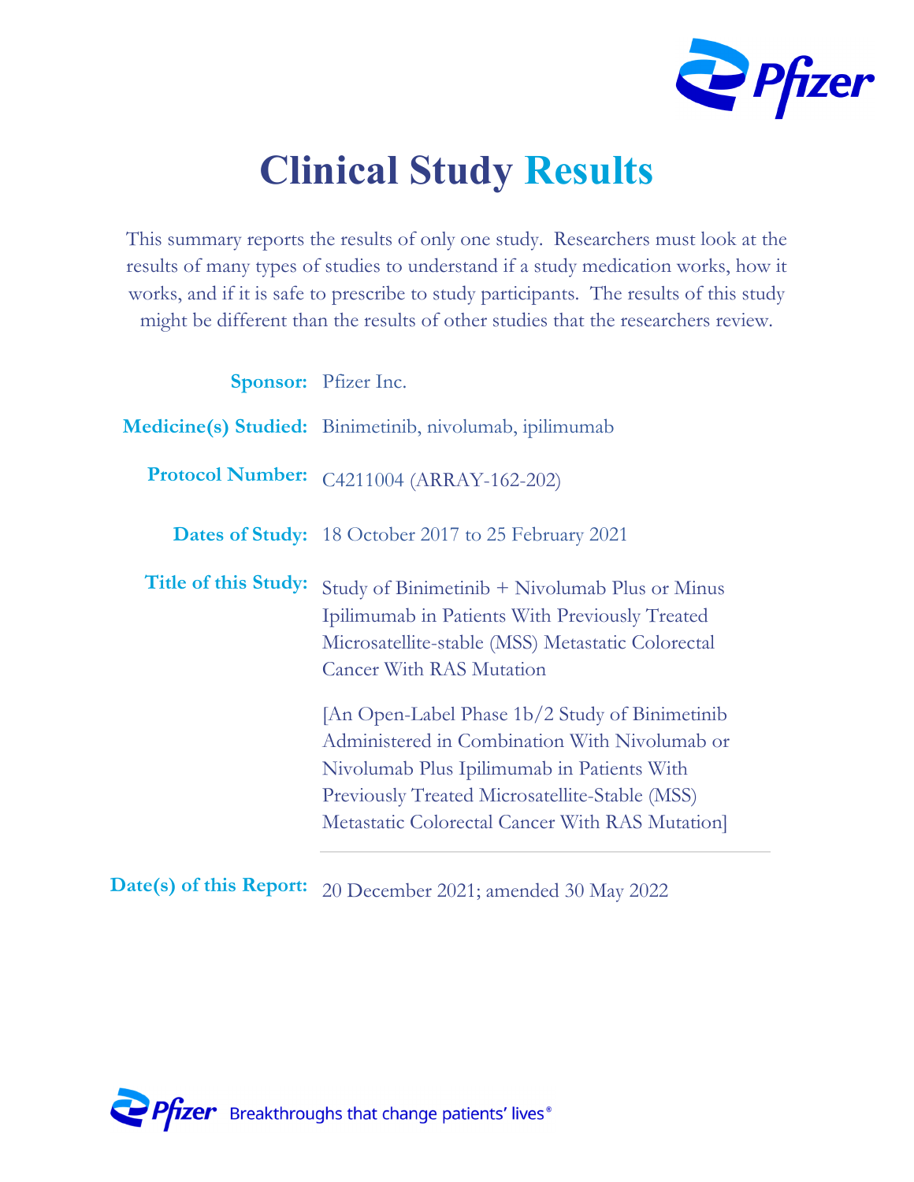# Clinical Study Results

This summary reports the results of only one study. Researchers must look at the results of many types of studies to understand if a study medication works, how it works, and if it is safe to prescribe to study participants. The results of this study might be different than the results of other studies that the researchers review.

**Sponsor:** Pfizer Inc.

**Medicine(s) Studied:** Binimetinib, nivolumab, ipilimumab

**Protocol Number:** C4211004 (ARRAY-162-202)

**Dates of Study:** 18 October 2017 to 25 February 2021

**Title of this Study:** Study of Binimetinib + Nivolumab Plus or Minus Ipilimumab in Patients With Previously Treated Microsatellite-stable (MSS) Metastatic Colorectal Cancer With RAS Mutation

[An Open-Label Phase 1b/2 Study of Binimetinib Administered in Combination With Nivolumab or Nivolumab Plus Ipilimumab in Patients With Previously Treated Microsatellite-Stable (MSS) Metastatic Colorectal Cancer With RAS Mutation]

**Date(s) of this Report:** 20 December 2021; amended 30 May 2022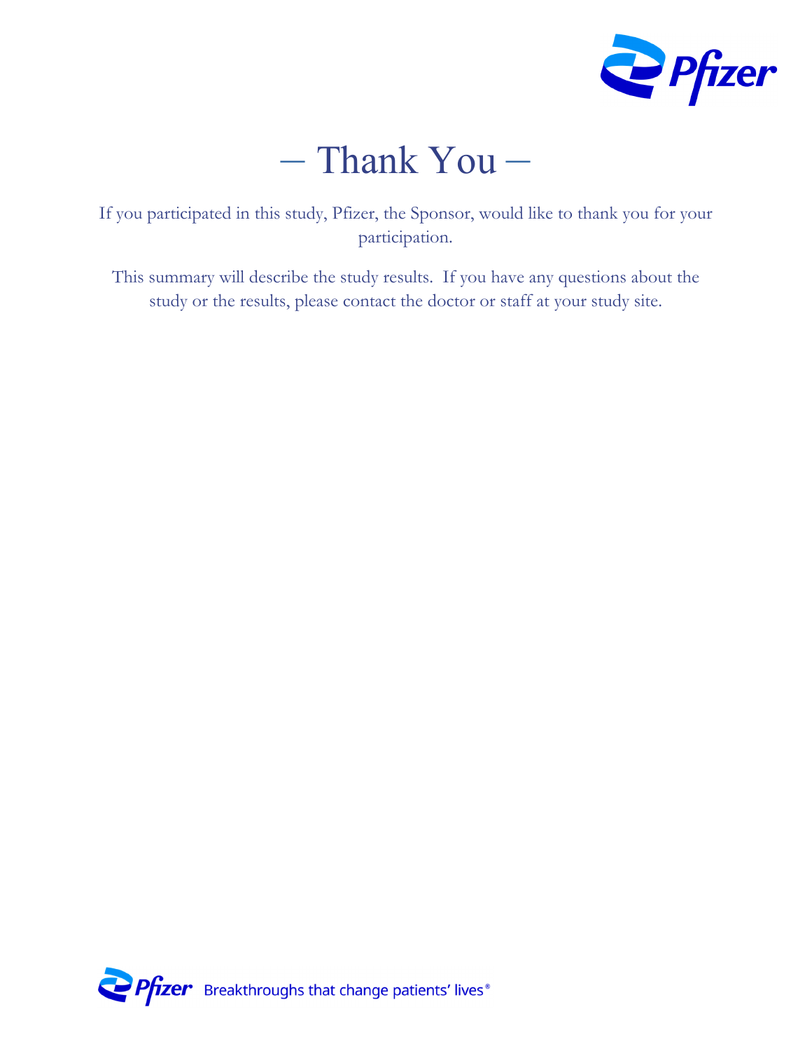# – Thank You –

If you participated in this study, Pfizer, the Sponsor, would like to thank you for your participation.

This summary will describe the study results. If you have any questions about the study or the results, please contact the doctor or staff at your study site.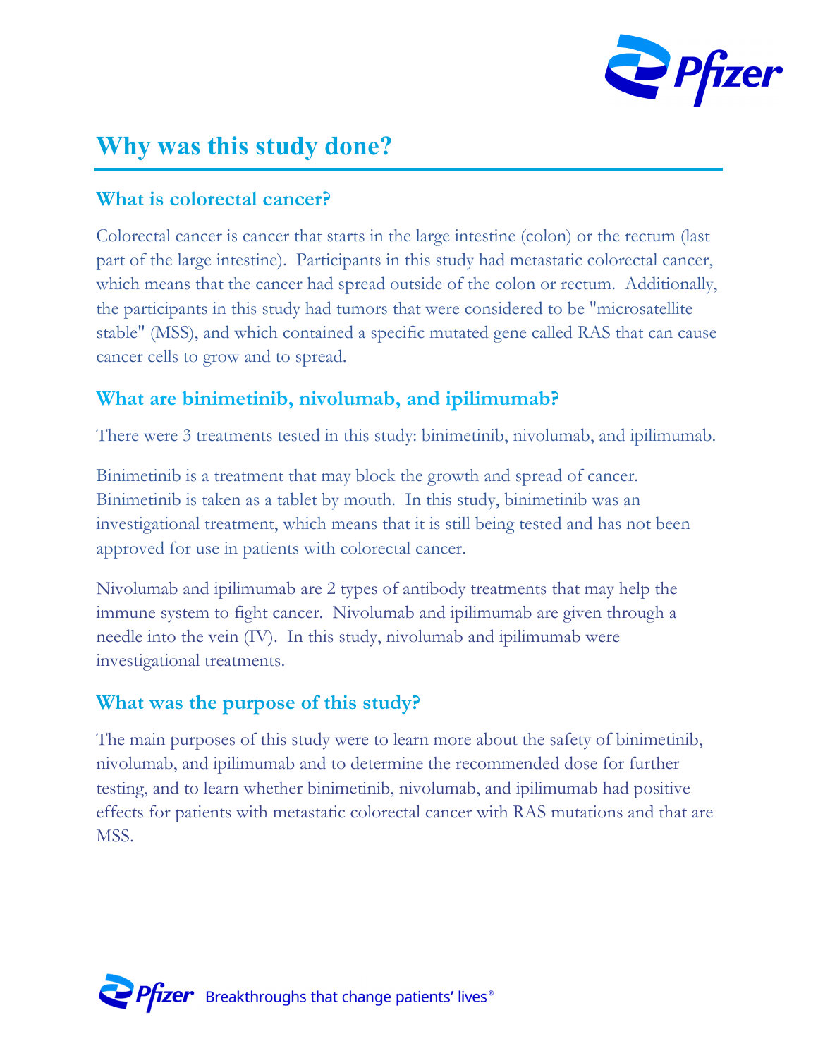# Why was this study done?

## What is colorectal cancer?

Colorectal cancer is cancer that starts in the large intestine (colon) or the rectum (last part of the large intestine). Participants in this study had metastatic colorectal cancer, which means that the cancer had spread outside of the colon or rectum. Additionally, the participants in this study had tumors that were considered to be "microsatellite stable" (MSS), and which contained a specific mutated gene called RAS that can cause cancer cells to grow and to spread.

## What are binimetinib, nivolumab, and ipilimumab?

There were 3 treatments tested in this study: binimetinib, nivolumab, and ipilimumab.

Binimetinib is a treatment that may block the growth and spread of cancer. Binimetinib is taken as a tablet by mouth. In this study, binimetinib was an investigational treatment, which means that it is still being tested and has not been approved for use in patients with colorectal cancer.

Nivolumab and ipilimumab are 2 types of antibody treatments that may help the immune system to fight cancer. Nivolumab and ipilimumab are given through a needle into the vein (IV). In this study, nivolumab and ipilimumab were investigational treatments.

## What was the purpose of this study?

The main purposes of this study were to learn more about the safety of binimetinib, nivolumab, and ipilimumab and to determine the recommended dose for further testing, and to learn whether binimetinib, nivolumab, and ipilimumab had positive effects for patients with metastatic colorectal cancer with RAS mutations and that are MSS.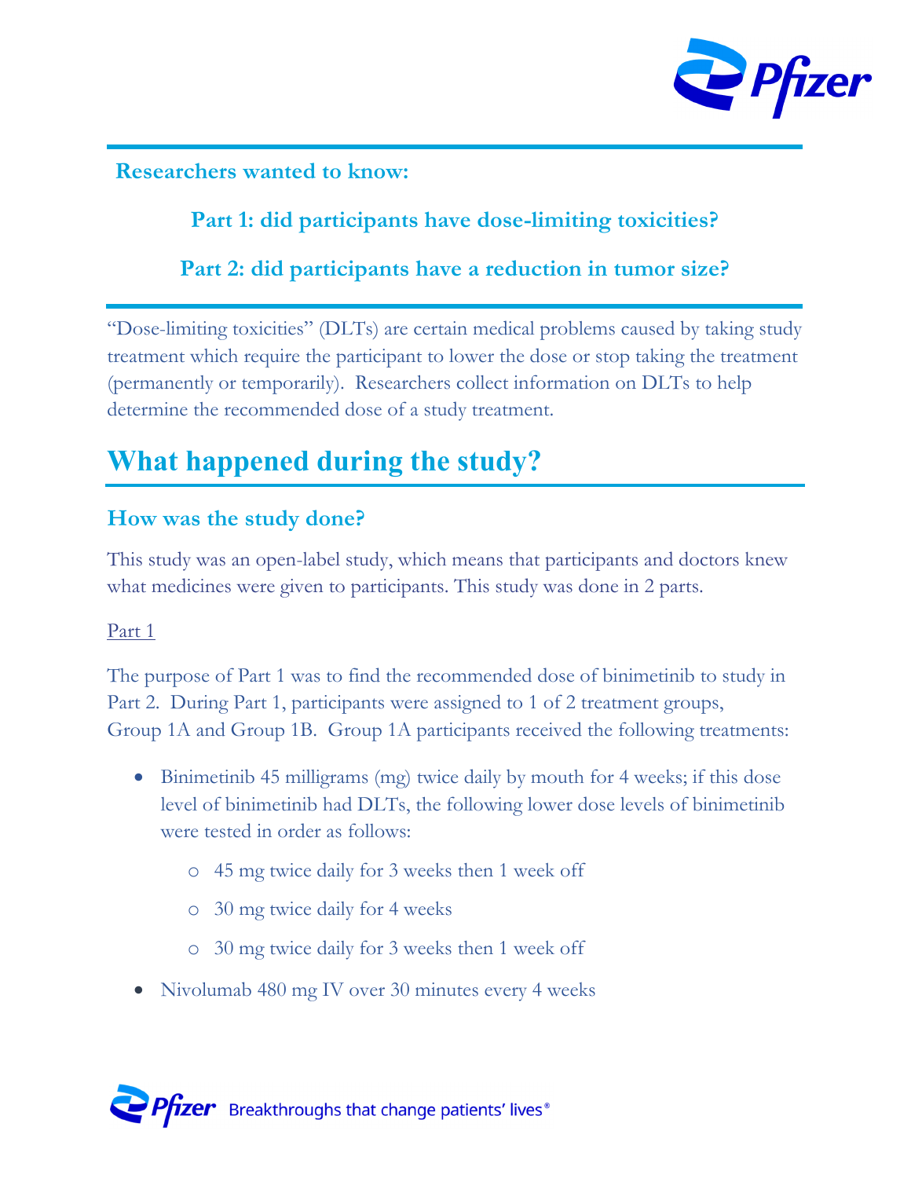**Researchers wanted to know:**

**Part 1: did participants have dose-limiting toxicities?**

**Part 2: did participants have a reduction in tumor size?**

"Dose-limiting toxicities" (DLTs) are certain medical problems caused by taking study treatment which require the participant to lower the dose or stop taking the treatment (permanently or temporarily). Researchers collect information on DLTs to help determine the recommended dose of a study treatment.

# What happened during the study?

## How was the study done?

This study was an open-label study, which means that participants and doctors knew what medicines were given to participants. This study was done in 2 parts.

Part 1

The purpose of Part 1 was to find the recommended dose of binimetinib to study in Part 2. During Part 1, participants were assigned to 1 of 2 treatment groups, Group 1A and Group 1B. Group 1A participants received the following treatments:

- Binimetinib 45 milligrams (mg) twice daily by mouth for 4 weeks; if this dose level of binimetinib had DLTs, the following lower dose levels of binimetinib were tested in order as follows:
  - 45 mg twice daily for 3 weeks then 1 week off
  - 30 mg twice daily for 4 weeks
  - 30 mg twice daily for 3 weeks then 1 week off
- Nivolumab 480 mg IV over 30 minutes every 4 weeks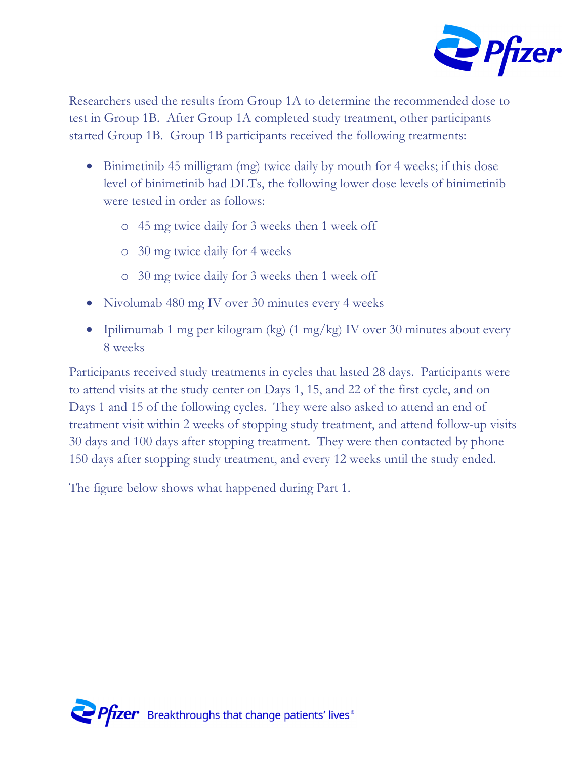Researchers used the results from Group 1A to determine the recommended dose to test in Group 1B. After Group 1A completed study treatment, other participants started Group 1B. Group 1B participants received the following treatments:

- Binimetinib 45 milligram (mg) twice daily by mouth for 4 weeks; if this dose level of binimetinib had DLTs, the following lower dose levels of binimetinib were tested in order as follows:
  - 45 mg twice daily for 3 weeks then 1 week off
  - 30 mg twice daily for 4 weeks
  - 30 mg twice daily for 3 weeks then 1 week off
- Nivolumab 480 mg IV over 30 minutes every 4 weeks
- Ipilimumab 1 mg per kilogram (kg) (1 mg/kg) IV over 30 minutes about every 8 weeks

Participants received study treatments in cycles that lasted 28 days. Participants were to attend visits at the study center on Days 1, 15, and 22 of the first cycle, and on Days 1 and 15 of the following cycles. They were also asked to attend an end of treatment visit within 2 weeks of stopping study treatment, and attend follow-up visits 30 days and 100 days after stopping treatment. They were then contacted by phone 150 days after stopping study treatment, and every 12 weeks until the study ended.

The figure below shows what happened during Part 1.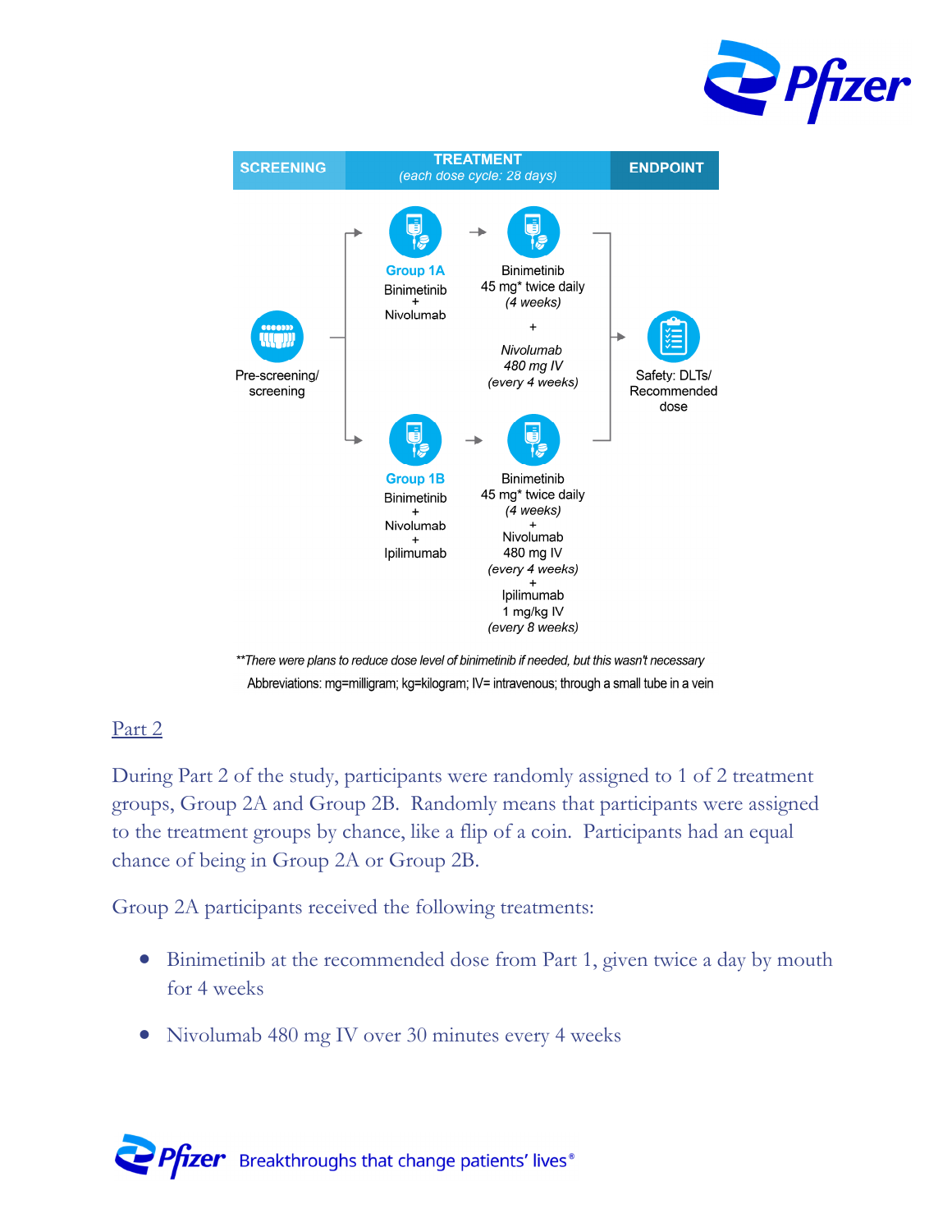| SCREENING | TREATMENT (each dose cycle: 28 days) | | ENDPOINT |
|---|---|---|---|
| Pre-screening/ screening | **Group 1A** Binimetinib + Nivolumab | Binimetinib 45 mg* twice daily *(4 weeks)* + *Nivolumab 480 mg IV (every 4 weeks)* | Safety: DLTs/ Recommended dose |
| | **Group 1B** Binimetinib + Nivolumab + Ipilimumab | Binimetinib 45 mg* twice daily *(4 weeks)* + Nivolumab 480 mg IV *(every 4 weeks)* + Ipilimumab 1 mg/kg IV *(every 8 weeks)* | |

*\*\*There were plans to reduce dose level of binimetinib if needed, but this wasn't necessary*

Abbreviations: mg=milligram; kg=kilogram; IV= intravenous; through a small tube in a vein

## Part 2

During Part 2 of the study, participants were randomly assigned to 1 of 2 treatment groups, Group 2A and Group 2B. Randomly means that participants were assigned to the treatment groups by chance, like a flip of a coin. Participants had an equal chance of being in Group 2A or Group 2B.

Group 2A participants received the following treatments:

- Binimetinib at the recommended dose from Part 1, given twice a day by mouth for 4 weeks
- Nivolumab 480 mg IV over 30 minutes every 4 weeks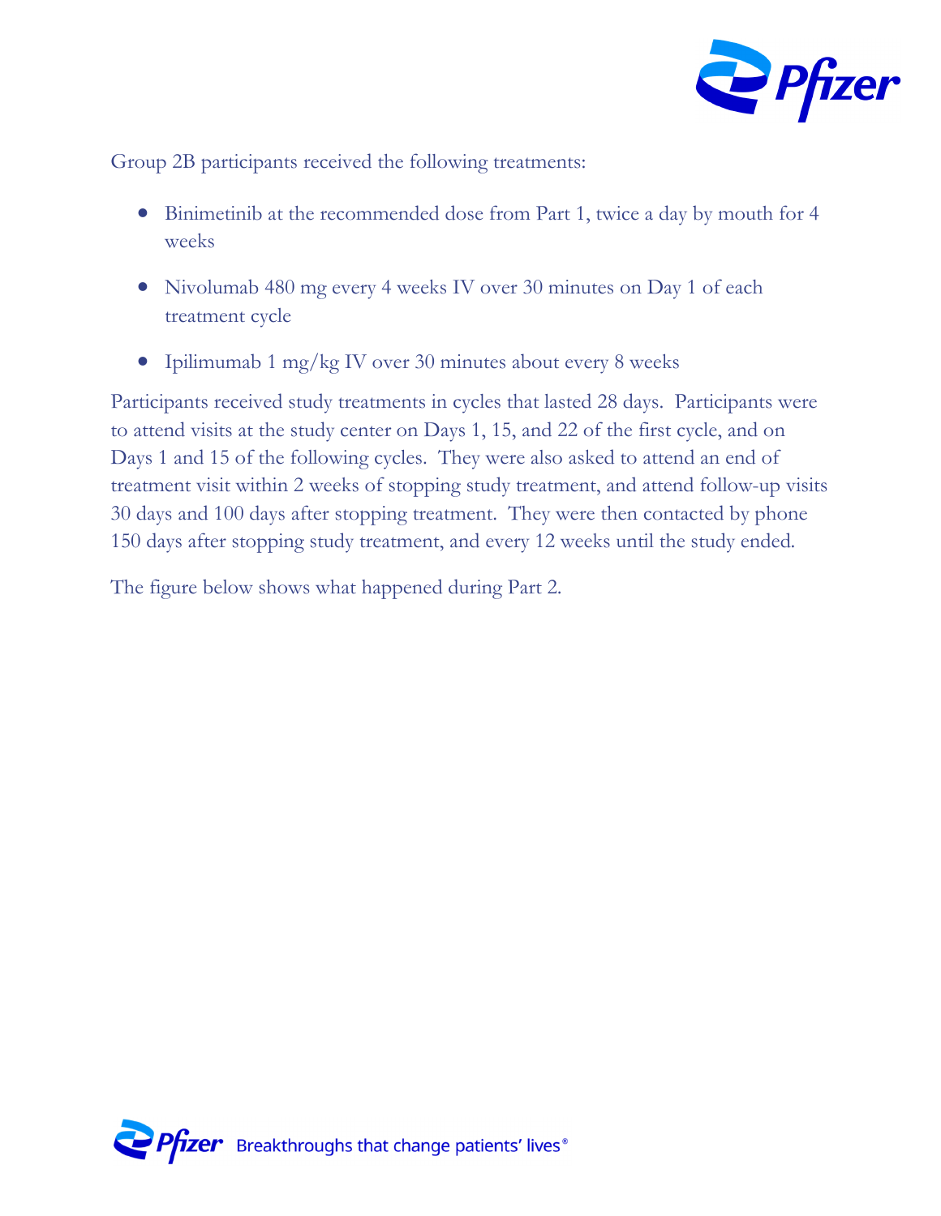Group 2B participants received the following treatments:

- Binimetinib at the recommended dose from Part 1, twice a day by mouth for 4 weeks
- Nivolumab 480 mg every 4 weeks IV over 30 minutes on Day 1 of each treatment cycle
- Ipilimumab 1 mg/kg IV over 30 minutes about every 8 weeks

Participants received study treatments in cycles that lasted 28 days. Participants were to attend visits at the study center on Days 1, 15, and 22 of the first cycle, and on Days 1 and 15 of the following cycles. They were also asked to attend an end of treatment visit within 2 weeks of stopping study treatment, and attend follow-up visits 30 days and 100 days after stopping treatment. They were then contacted by phone 150 days after stopping study treatment, and every 12 weeks until the study ended.

The figure below shows what happened during Part 2.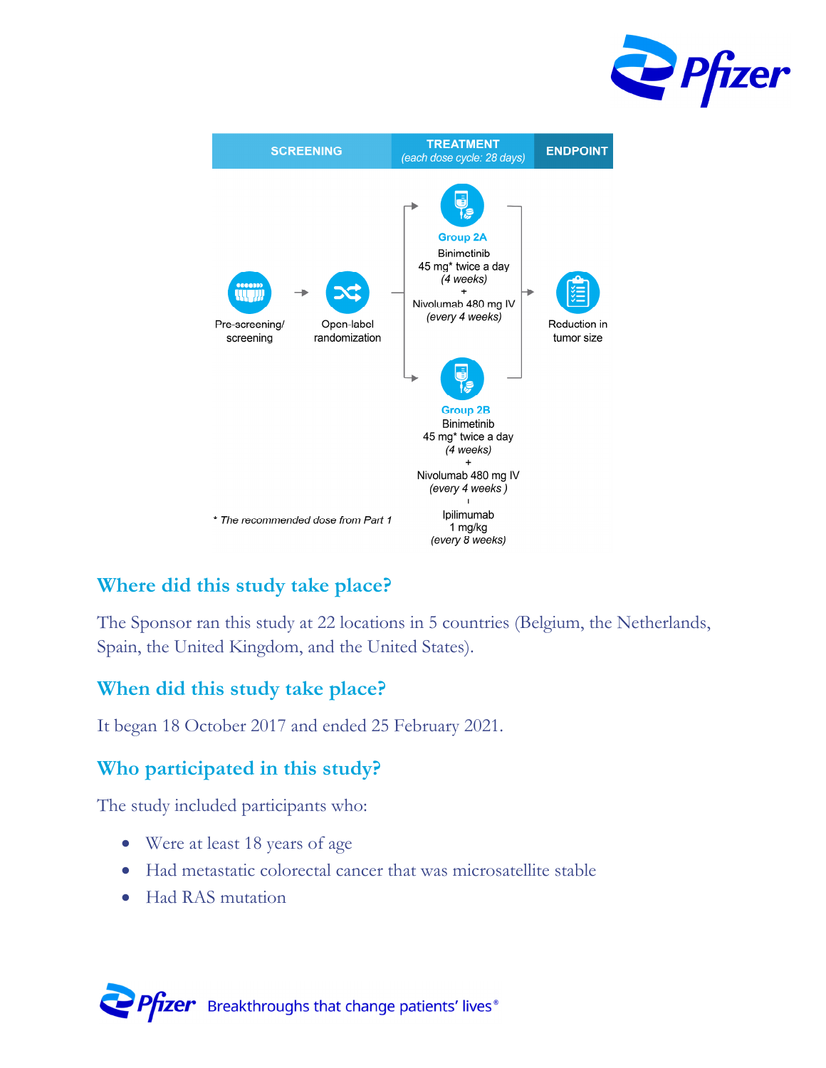SCREENING | TREATMENT (each dose cycle: 28 days) | ENDPOINT

Pre-screening/ screening → Open-label randomization →

**Group 2A**
Binimetinib
45 mg* twice a day
*(4 weeks)*
+
Nivolumab 480 mg IV
*(every 4 weeks)*

**Group 2B**
Binimetinib
45 mg* twice a day
*(4 weeks)*
+
Nivolumab 480 mg IV
*(every 4 weeks )*
+
Ipilimumab
1 mg/kg
*(every 8 weeks)*

→ Reduction in tumor size

*\* The recommended dose from Part 1*

## Where did this study take place?

The Sponsor ran this study at 22 locations in 5 countries (Belgium, the Netherlands, Spain, the United Kingdom, and the United States).

## When did this study take place?

It began 18 October 2017 and ended 25 February 2021.

## Who participated in this study?

The study included participants who:

- Were at least 18 years of age
- Had metastatic colorectal cancer that was microsatellite stable
- Had RAS mutation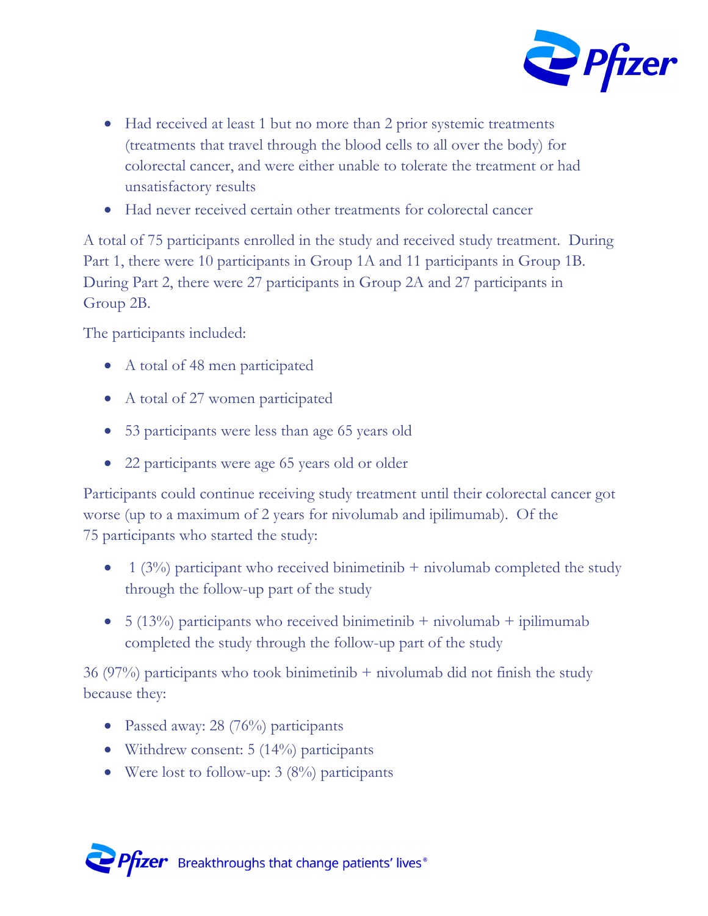- Had received at least 1 but no more than 2 prior systemic treatments (treatments that travel through the blood cells to all over the body) for colorectal cancer, and were either unable to tolerate the treatment or had unsatisfactory results
- Had never received certain other treatments for colorectal cancer

A total of 75 participants enrolled in the study and received study treatment. During Part 1, there were 10 participants in Group 1A and 11 participants in Group 1B. During Part 2, there were 27 participants in Group 2A and 27 participants in Group 2B.

The participants included:

- A total of 48 men participated
- A total of 27 women participated
- 53 participants were less than age 65 years old
- 22 participants were age 65 years old or older

Participants could continue receiving study treatment until their colorectal cancer got worse (up to a maximum of 2 years for nivolumab and ipilimumab). Of the 75 participants who started the study:

- 1 (3%) participant who received binimetinib + nivolumab completed the study through the follow-up part of the study
- 5 (13%) participants who received binimetinib + nivolumab + ipilimumab completed the study through the follow-up part of the study

36 (97%) participants who took binimetinib + nivolumab did not finish the study because they:

- Passed away: 28 (76%) participants
- Withdrew consent: 5 (14%) participants
- Were lost to follow-up: 3 (8%) participants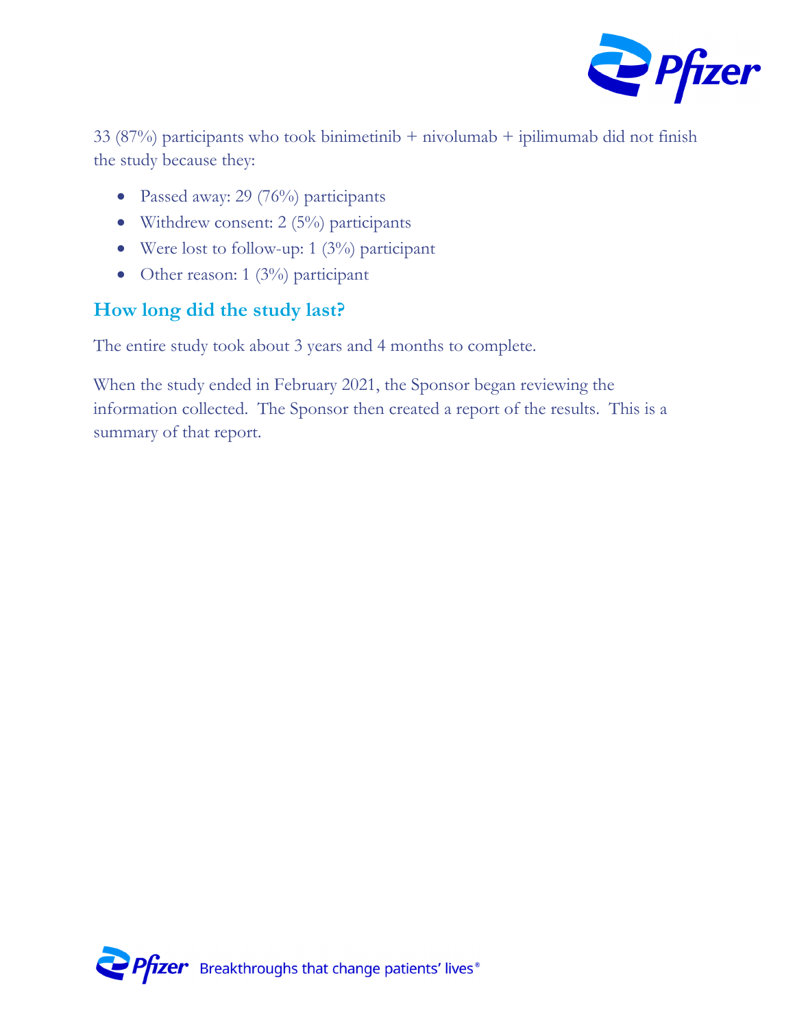33 (87%) participants who took binimetinib + nivolumab + ipilimumab did not finish the study because they:

- Passed away: 29 (76%) participants
- Withdrew consent: 2 (5%) participants
- Were lost to follow-up: 1 (3%) participant
- Other reason: 1 (3%) participant

## How long did the study last?

The entire study took about 3 years and 4 months to complete.

When the study ended in February 2021, the Sponsor began reviewing the information collected. The Sponsor then created a report of the results. This is a summary of that report.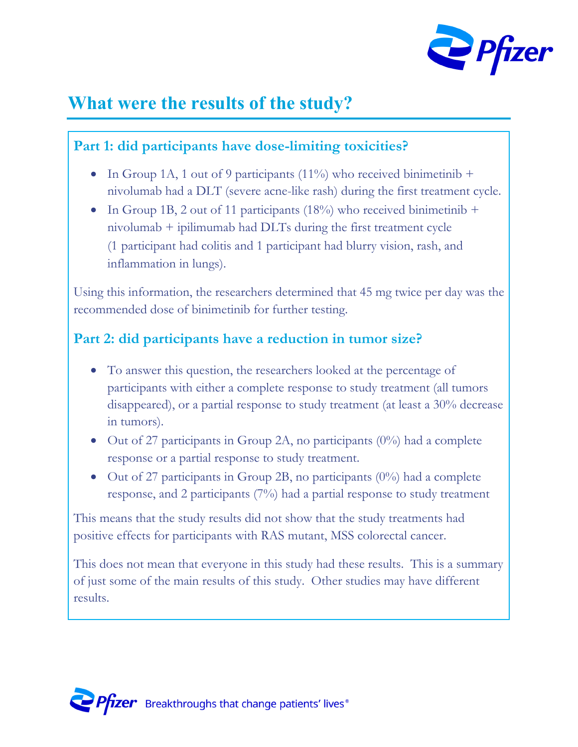# What were the results of the study?

## Part 1: did participants have dose-limiting toxicities?

- In Group 1A, 1 out of 9 participants (11%) who received binimetinib + nivolumab had a DLT (severe acne-like rash) during the first treatment cycle.
- In Group 1B, 2 out of 11 participants (18%) who received binimetinib + nivolumab + ipilimumab had DLTs during the first treatment cycle (1 participant had colitis and 1 participant had blurry vision, rash, and inflammation in lungs).

Using this information, the researchers determined that 45 mg twice per day was the recommended dose of binimetinib for further testing.

## Part 2: did participants have a reduction in tumor size?

- To answer this question, the researchers looked at the percentage of participants with either a complete response to study treatment (all tumors disappeared), or a partial response to study treatment (at least a 30% decrease in tumors).
- Out of 27 participants in Group 2A, no participants (0%) had a complete response or a partial response to study treatment.
- Out of 27 participants in Group 2B, no participants (0%) had a complete response, and 2 participants (7%) had a partial response to study treatment

This means that the study results did not show that the study treatments had positive effects for participants with RAS mutant, MSS colorectal cancer.

This does not mean that everyone in this study had these results. This is a summary of just some of the main results of this study. Other studies may have different results.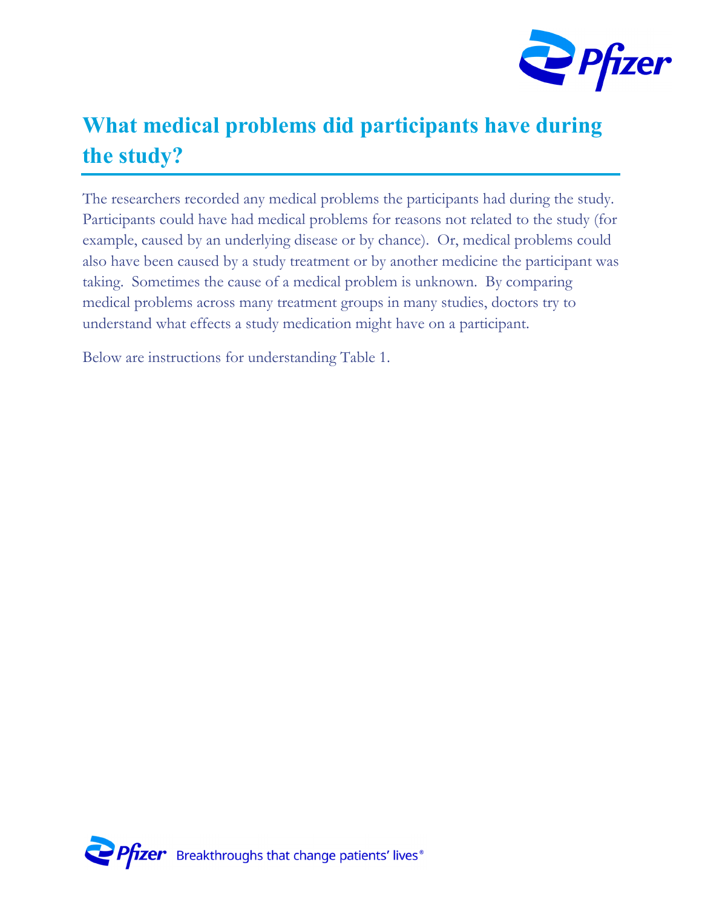## What medical problems did participants have during the study?

The researchers recorded any medical problems the participants had during the study. Participants could have had medical problems for reasons not related to the study (for example, caused by an underlying disease or by chance). Or, medical problems could also have been caused by a study treatment or by another medicine the participant was taking. Sometimes the cause of a medical problem is unknown. By comparing medical problems across many treatment groups in many studies, doctors try to understand what effects a study medication might have on a participant.

Below are instructions for understanding Table 1.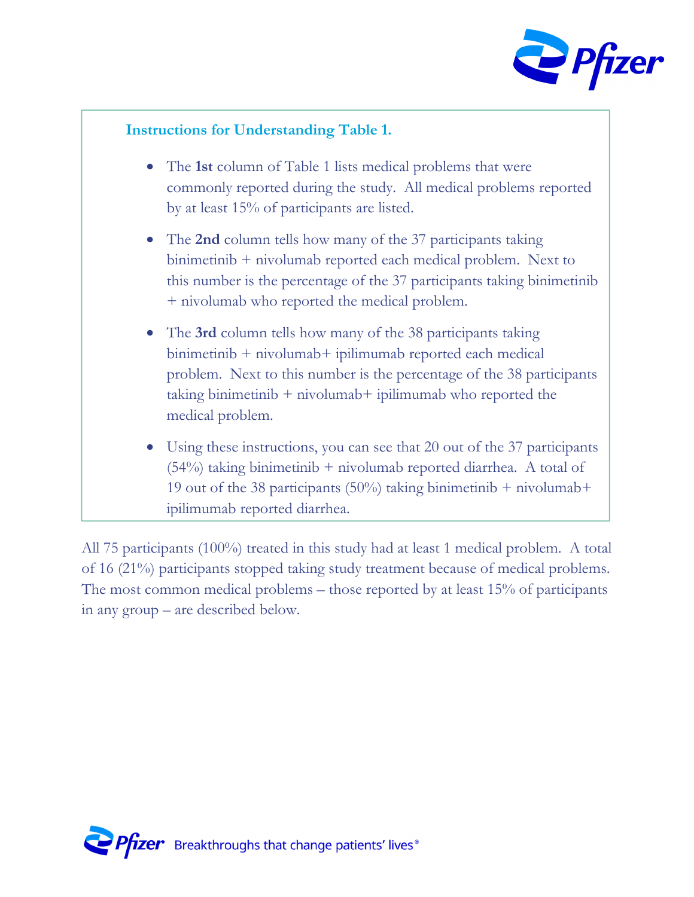### Instructions for Understanding Table 1.

- The **1st** column of Table 1 lists medical problems that were commonly reported during the study. All medical problems reported by at least 15% of participants are listed.
- The **2nd** column tells how many of the 37 participants taking binimetinib + nivolumab reported each medical problem. Next to this number is the percentage of the 37 participants taking binimetinib + nivolumab who reported the medical problem.
- The **3rd** column tells how many of the 38 participants taking binimetinib + nivolumab+ ipilimumab reported each medical problem. Next to this number is the percentage of the 38 participants taking binimetinib + nivolumab+ ipilimumab who reported the medical problem.
- Using these instructions, you can see that 20 out of the 37 participants (54%) taking binimetinib + nivolumab reported diarrhea. A total of 19 out of the 38 participants (50%) taking binimetinib + nivolumab+ ipilimumab reported diarrhea.

All 75 participants (100%) treated in this study had at least 1 medical problem. A total of 16 (21%) participants stopped taking study treatment because of medical problems. The most common medical problems – those reported by at least 15% of participants in any group – are described below.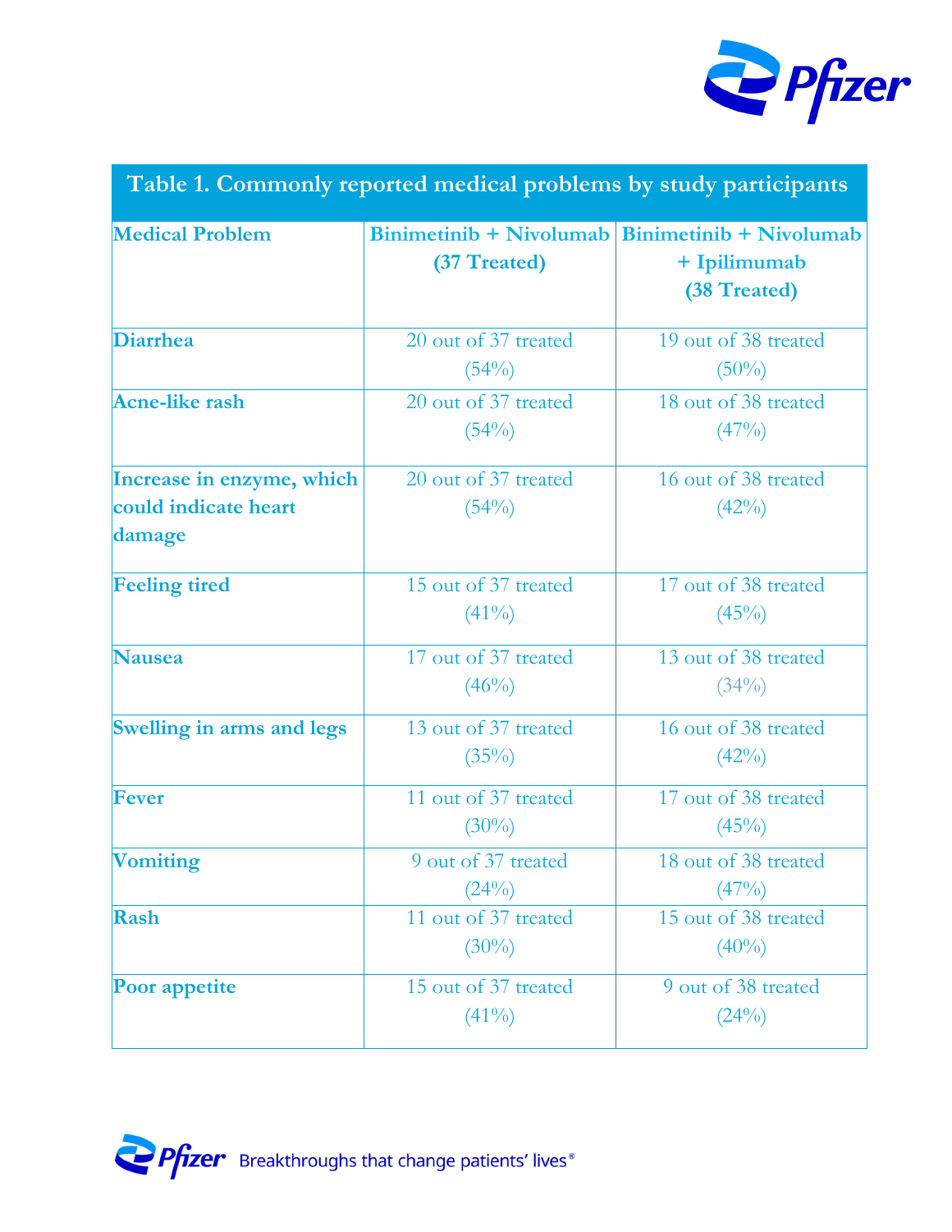**Table 1. Commonly reported medical problems by study participants**

| Medical Problem | Binimetinib + Nivolumab (37 Treated) | Binimetinib + Nivolumab + Ipilimumab (38 Treated) |
|---|---|---|
| Diarrhea | 20 out of 37 treated (54%) | 19 out of 38 treated (50%) |
| Acne-like rash | 20 out of 37 treated (54%) | 18 out of 38 treated (47%) |
| Increase in enzyme, which could indicate heart damage | 20 out of 37 treated (54%) | 16 out of 38 treated (42%) |
| Feeling tired | 15 out of 37 treated (41%) | 17 out of 38 treated (45%) |
| Nausea | 17 out of 37 treated (46%) | 13 out of 38 treated (34%) |
| Swelling in arms and legs | 13 out of 37 treated (35%) | 16 out of 38 treated (42%) |
| Fever | 11 out of 37 treated (30%) | 17 out of 38 treated (45%) |
| Vomiting | 9 out of 37 treated (24%) | 18 out of 38 treated (47%) |
| Rash | 11 out of 37 treated (30%) | 15 out of 38 treated (40%) |
| Poor appetite | 15 out of 37 treated (41%) | 9 out of 38 treated (24%) |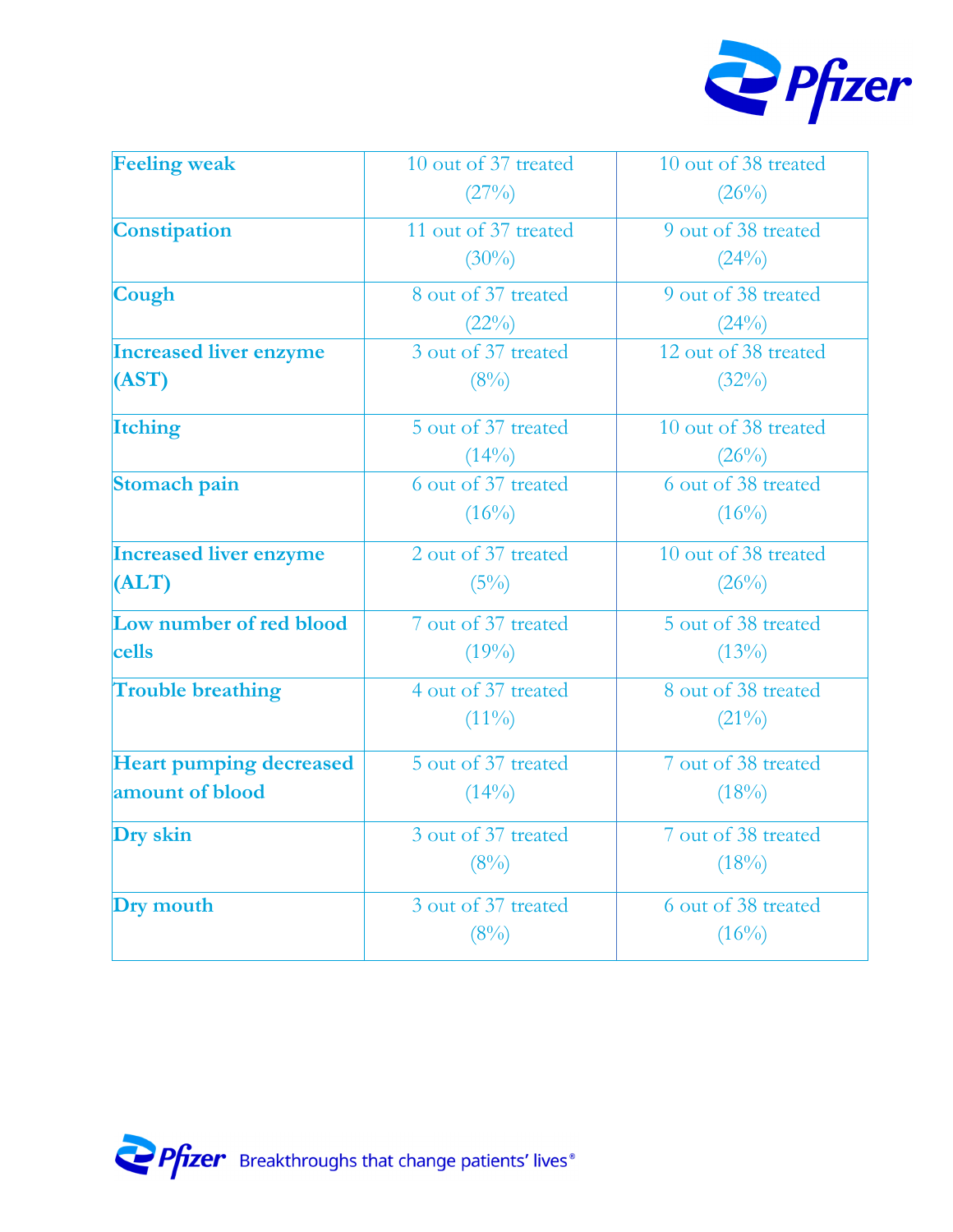| | | |
|---|---|---|
| **Feeling weak** | 10 out of 37 treated (27%) | 10 out of 38 treated (26%) |
| **Constipation** | 11 out of 37 treated (30%) | 9 out of 38 treated (24%) |
| **Cough** | 8 out of 37 treated (22%) | 9 out of 38 treated (24%) |
| **Increased liver enzyme (AST)** | 3 out of 37 treated (8%) | 12 out of 38 treated (32%) |
| **Itching** | 5 out of 37 treated (14%) | 10 out of 38 treated (26%) |
| **Stomach pain** | 6 out of 37 treated (16%) | 6 out of 38 treated (16%) |
| **Increased liver enzyme (ALT)** | 2 out of 37 treated (5%) | 10 out of 38 treated (26%) |
| **Low number of red blood cells** | 7 out of 37 treated (19%) | 5 out of 38 treated (13%) |
| **Trouble breathing** | 4 out of 37 treated (11%) | 8 out of 38 treated (21%) |
| **Heart pumping decreased amount of blood** | 5 out of 37 treated (14%) | 7 out of 38 treated (18%) |
| **Dry skin** | 3 out of 37 treated (8%) | 7 out of 38 treated (18%) |
| **Dry mouth** | 3 out of 37 treated (8%) | 6 out of 38 treated (16%) |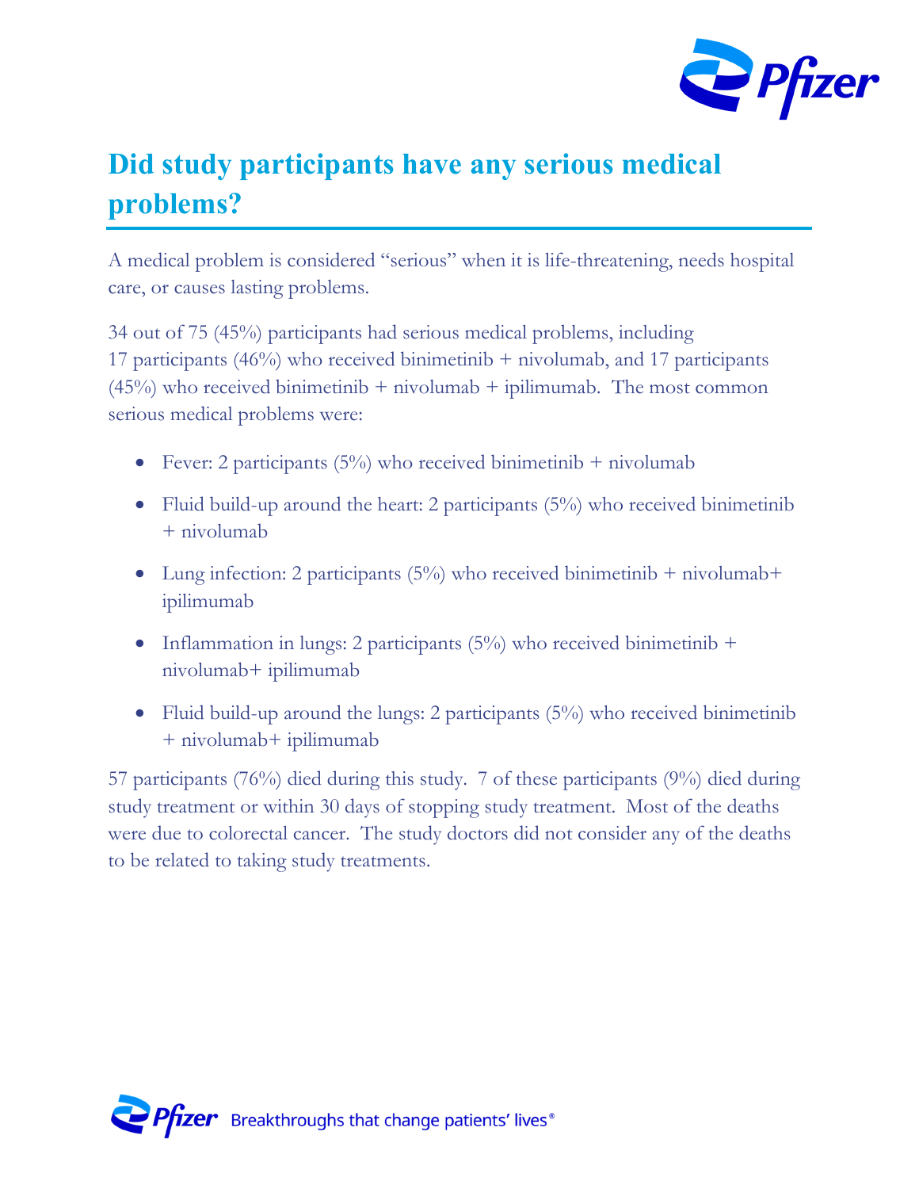## Did study participants have any serious medical problems?

A medical problem is considered "serious" when it is life-threatening, needs hospital care, or causes lasting problems.

34 out of 75 (45%) participants had serious medical problems, including 17 participants (46%) who received binimetinib + nivolumab, and 17 participants (45%) who received binimetinib + nivolumab + ipilimumab. The most common serious medical problems were:

- Fever: 2 participants (5%) who received binimetinib + nivolumab
- Fluid build-up around the heart: 2 participants (5%) who received binimetinib + nivolumab
- Lung infection: 2 participants (5%) who received binimetinib + nivolumab+ ipilimumab
- Inflammation in lungs: 2 participants (5%) who received binimetinib + nivolumab+ ipilimumab
- Fluid build-up around the lungs: 2 participants (5%) who received binimetinib + nivolumab+ ipilimumab

57 participants (76%) died during this study. 7 of these participants (9%) died during study treatment or within 30 days of stopping study treatment. Most of the deaths were due to colorectal cancer. The study doctors did not consider any of the deaths to be related to taking study treatments.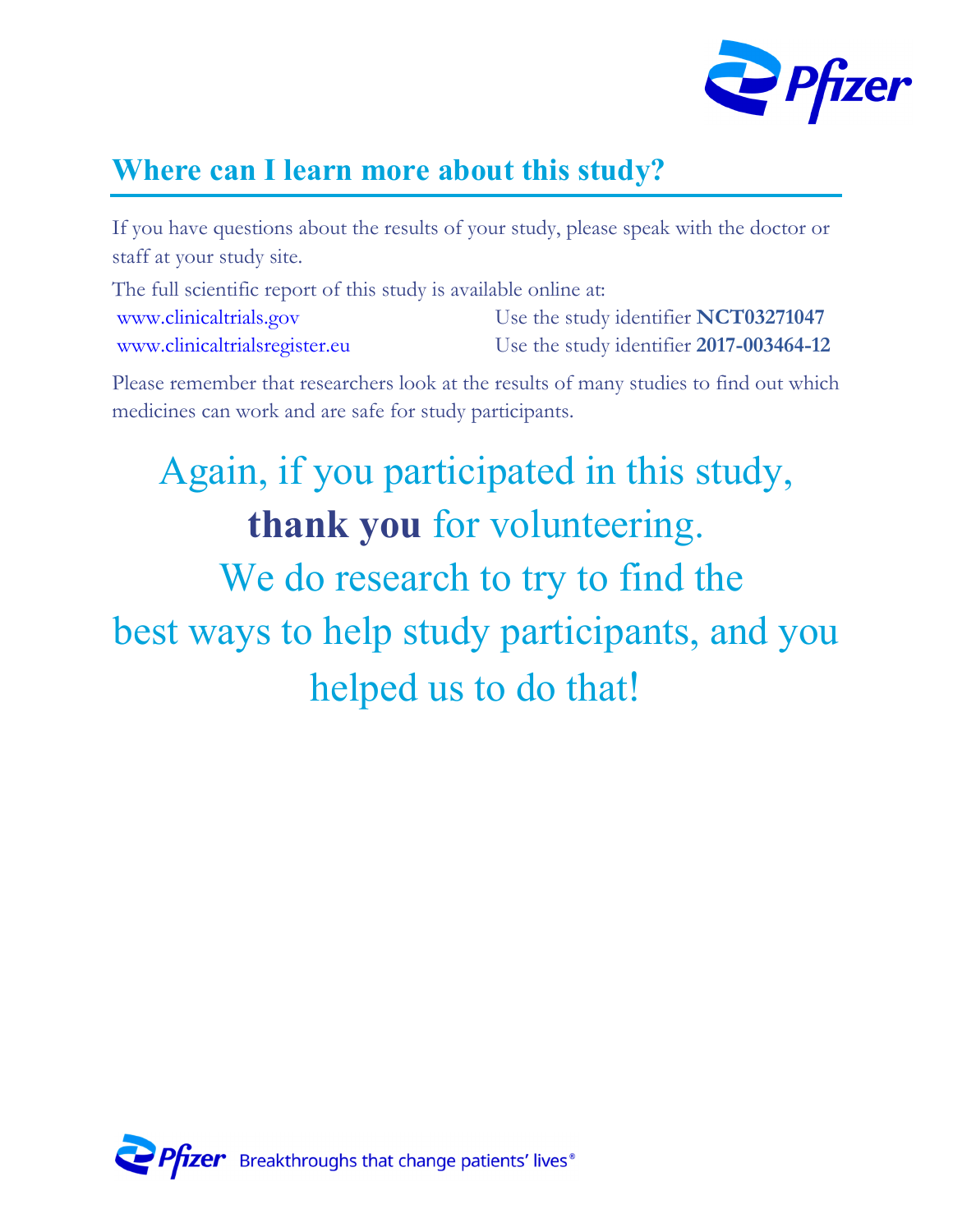## Where can I learn more about this study?

If you have questions about the results of your study, please speak with the doctor or staff at your study site.

The full scientific report of this study is available online at:

| | |
|---|---|
| www.clinicaltrials.gov | Use the study identifier **NCT03271047** |
| www.clinicaltrialsregister.eu | Use the study identifier **2017-003464-12** |

Please remember that researchers look at the results of many studies to find out which medicines can work and are safe for study participants.

Again, if you participated in this study, **thank you** for volunteering. We do research to try to find the best ways to help study participants, and you helped us to do that!

Pfizer Breakthroughs that change patients' lives®